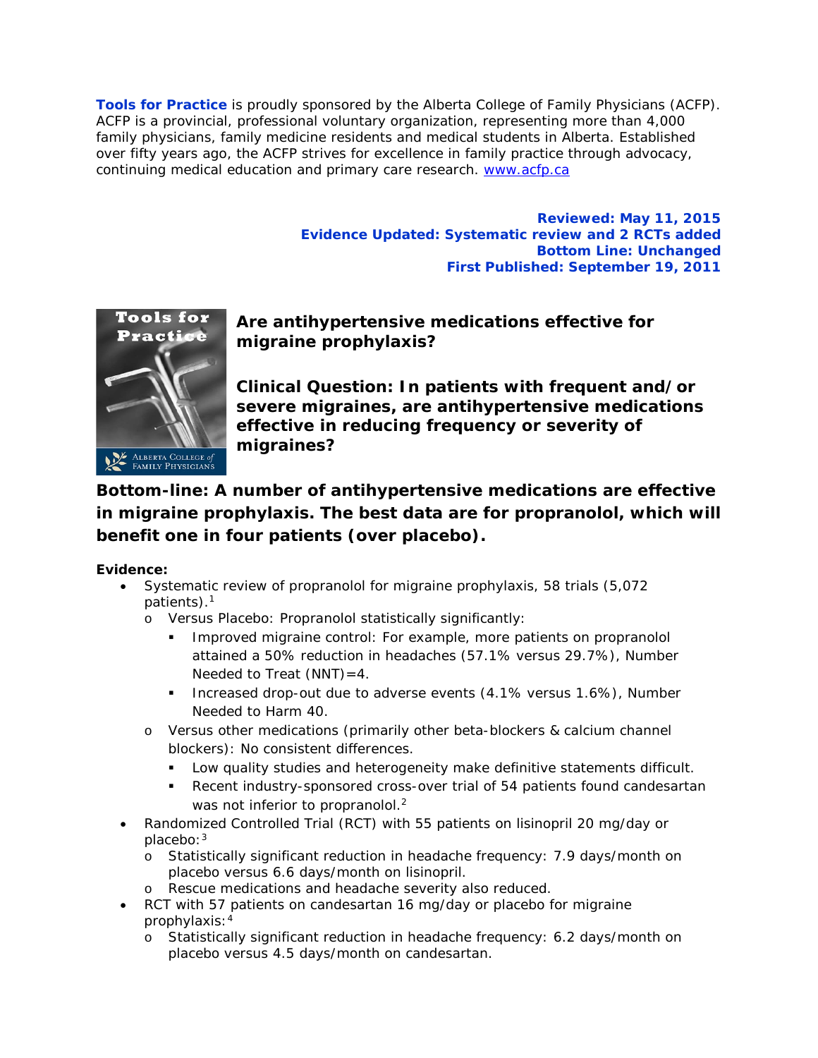**Tools for Practice** is proudly sponsored by the Alberta College of Family Physicians (ACFP). ACFP is a provincial, professional voluntary organization, representing more than 4,000 family physicians, family medicine residents and medical students in Alberta. Established over fifty years ago, the ACFP strives for excellence in family practice through advocacy, continuing medical education and primary care research. www.acfp.ca

**Reviewed: May 11, 2015**
**Evidence Updated: Systematic review and 2 RCTs added**
**Bottom Line: Unchanged**
**First Published: September 19, 2011**

## Are antihypertensive medications effective for migraine prophylaxis?

### Clinical Question: In patients with frequent and/or severe migraines, are antihypertensive medications effective in reducing frequency or severity of migraines?

**Bottom-line: A number of antihypertensive medications are effective in migraine prophylaxis. The best data are for propranolol, which will benefit one in four patients (over placebo).**

**Evidence:**

- Systematic review of propranolol for migraine prophylaxis, 58 trials (5,072 patients).[1]
  - Versus Placebo: Propranolol statistically significantly:
    - Improved migraine control: For example, more patients on propranolol attained a 50% reduction in headaches (57.1% versus 29.7%), Number Needed to Treat (NNT)=4.
    - Increased drop-out due to adverse events (4.1% versus 1.6%), Number Needed to Harm 40.
  - Versus other medications (primarily other beta-blockers & calcium channel blockers): No consistent differences.
    - Low quality studies and heterogeneity make definitive statements difficult.
    - Recent industry-sponsored cross-over trial of 54 patients found candesartan was not inferior to propranolol.[2]
- Randomized Controlled Trial (RCT) with 55 patients on lisinopril 20 mg/day or placebo:[3]
  - Statistically significant reduction in headache frequency: 7.9 days/month on placebo versus 6.6 days/month on lisinopril.
  - Rescue medications and headache severity also reduced.
- RCT with 57 patients on candesartan 16 mg/day or placebo for migraine prophylaxis:[4]
  - Statistically significant reduction in headache frequency: 6.2 days/month on placebo versus 4.5 days/month on candesartan.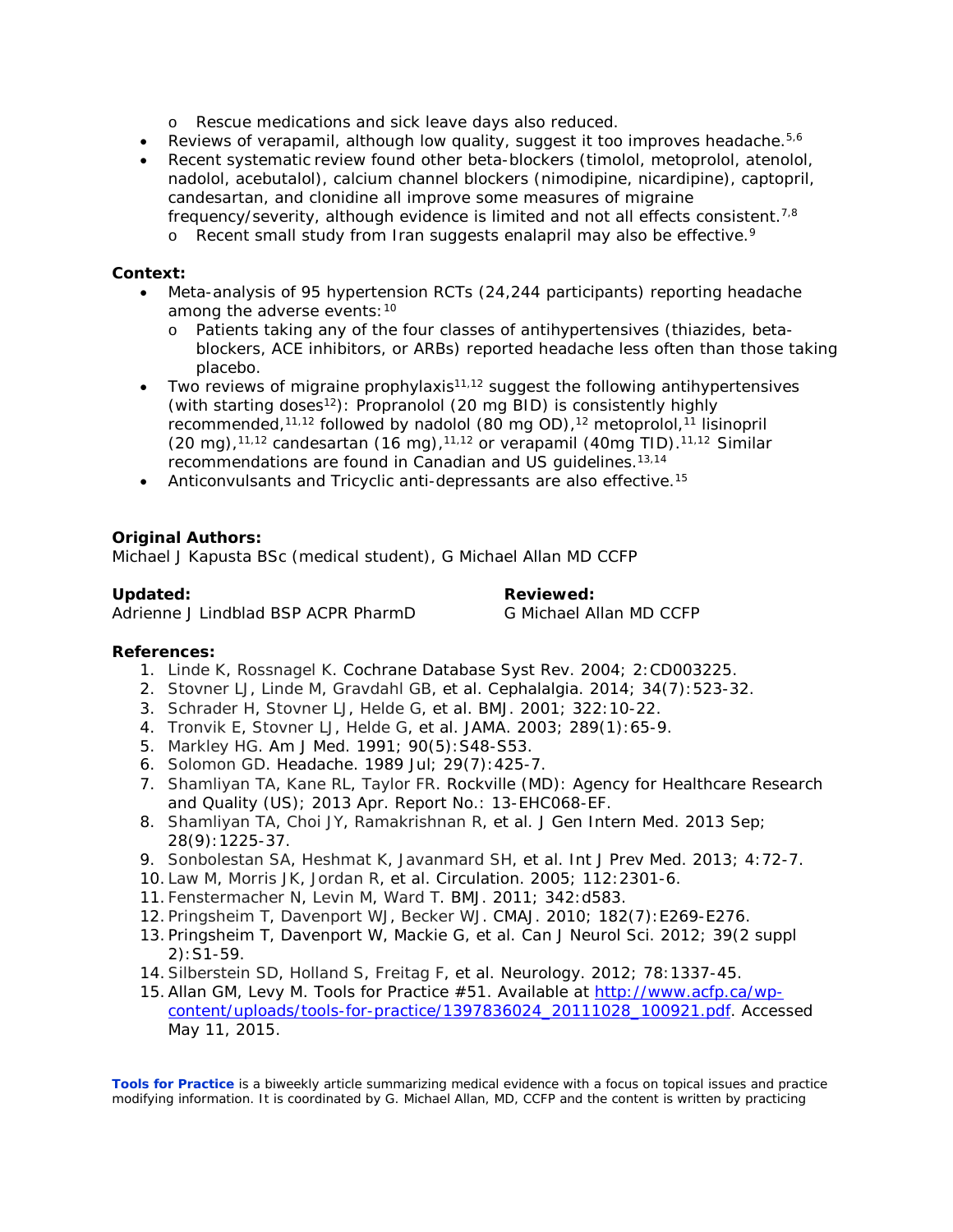- Rescue medications and sick leave days also reduced.
- Reviews of verapamil, although low quality, suggest it too improves headache.[5,6]
- Recent systematic review found other beta-blockers (timolol, metoprolol, atenolol, nadolol, acebutalol), calcium channel blockers (nimodipine, nicardipine), captopril, candesartan, and clonidine all improve some measures of migraine frequency/severity, although evidence is limited and not all effects consistent.[7,8]
  - Recent small study from Iran suggests enalapril may also be effective.[9]

**Context:**

- Meta-analysis of 95 hypertension RCTs (24,244 participants) reporting headache among the adverse events:[10]
  - Patients taking any of the four classes of antihypertensives (thiazides, beta-blockers, ACE inhibitors, or ARBs) reported headache less often than those taking placebo.
- Two reviews of migraine prophylaxis[11,12] suggest the following antihypertensives (with starting doses[12]): Propranolol (20 mg BID) is consistently highly recommended,[11,12] followed by nadolol (80 mg OD),[12] metoprolol,[11] lisinopril (20 mg),[11,12] candesartan (16 mg),[11,12] or verapamil (40mg TID).[11,12] Similar recommendations are found in Canadian and US guidelines.[13,14]
- Anticonvulsants and Tricyclic anti-depressants are also effective.[15]

**Original Authors:**
Michael J Kapusta BSc (medical student), G Michael Allan MD CCFP

**Updated:**
Adrienne J Lindblad BSP ACPR PharmD

**Reviewed:**
G Michael Allan MD CCFP

**References:**

1. Linde K, Rossnagel K. Cochrane Database Syst Rev. 2004; 2:CD003225.
2. Stovner LJ, Linde M, Gravdahl GB, et al. Cephalalgia. 2014; 34(7):523-32.
3. Schrader H, Stovner LJ, Helde G, et al. BMJ. 2001; 322:10-22.
4. Tronvik E, Stovner LJ, Helde G, et al. JAMA. 2003; 289(1):65-9.
5. Markley HG. Am J Med. 1991; 90(5):S48-S53.
6. Solomon GD. Headache. 1989 Jul; 29(7):425-7.
7. Shamliyan TA, Kane RL, Taylor FR. Rockville (MD): Agency for Healthcare Research and Quality (US); 2013 Apr. Report No.: 13-EHC068-EF.
8. Shamliyan TA, Choi JY, Ramakrishnan R, et al. J Gen Intern Med. 2013 Sep; 28(9):1225-37.
9. Sonbolestan SA, Heshmat K, Javanmard SH, et al. Int J Prev Med. 2013; 4:72-7.
10. Law M, Morris JK, Jordan R, et al. Circulation. 2005; 112:2301-6.
11. Fenstermacher N, Levin M, Ward T. BMJ. 2011; 342:d583.
12. Pringsheim T, Davenport WJ, Becker WJ. CMAJ. 2010; 182(7):E269-E276.
13. Pringsheim T, Davenport W, Mackie G, et al. Can J Neurol Sci. 2012; 39(2 suppl 2):S1-59.
14. Silberstein SD, Holland S, Freitag F, et al. Neurology. 2012; 78:1337-45.
15. Allan GM, Levy M. Tools for Practice #51. Available at http://www.acfp.ca/wp-content/uploads/tools-for-practice/1397836024_20111028_100921.pdf. Accessed May 11, 2015.

**Tools for Practice** is a biweekly article summarizing medical evidence with a focus on topical issues and practice modifying information. It is coordinated by G. Michael Allan, MD, CCFP and the content is written by practicing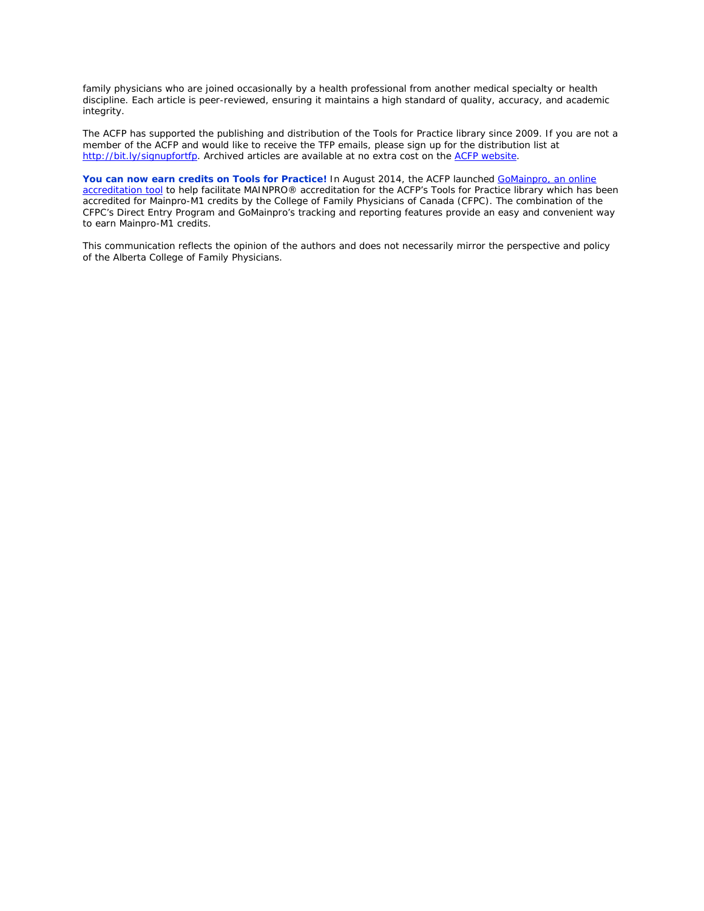family physicians who are joined occasionally by a health professional from another medical specialty or health discipline. Each article is peer-reviewed, ensuring it maintains a high standard of quality, accuracy, and academic integrity.

The ACFP has supported the publishing and distribution of the Tools for Practice library since 2009. If you are not a member of the ACFP and would like to receive the TFP emails, please sign up for the distribution list at http://bit.ly/signupfortfp. Archived articles are available at no extra cost on the ACFP website.

**You can now earn credits on Tools for Practice!** In August 2014, the ACFP launched GoMainpro, an online accreditation tool to help facilitate MAINPRO® accreditation for the ACFP's Tools for Practice library which has been accredited for Mainpro-M1 credits by the College of Family Physicians of Canada (CFPC). The combination of the CFPC's Direct Entry Program and GoMainpro's tracking and reporting features provide an easy and convenient way to earn Mainpro-M1 credits.

This communication reflects the opinion of the authors and does not necessarily mirror the perspective and policy of the Alberta College of Family Physicians.